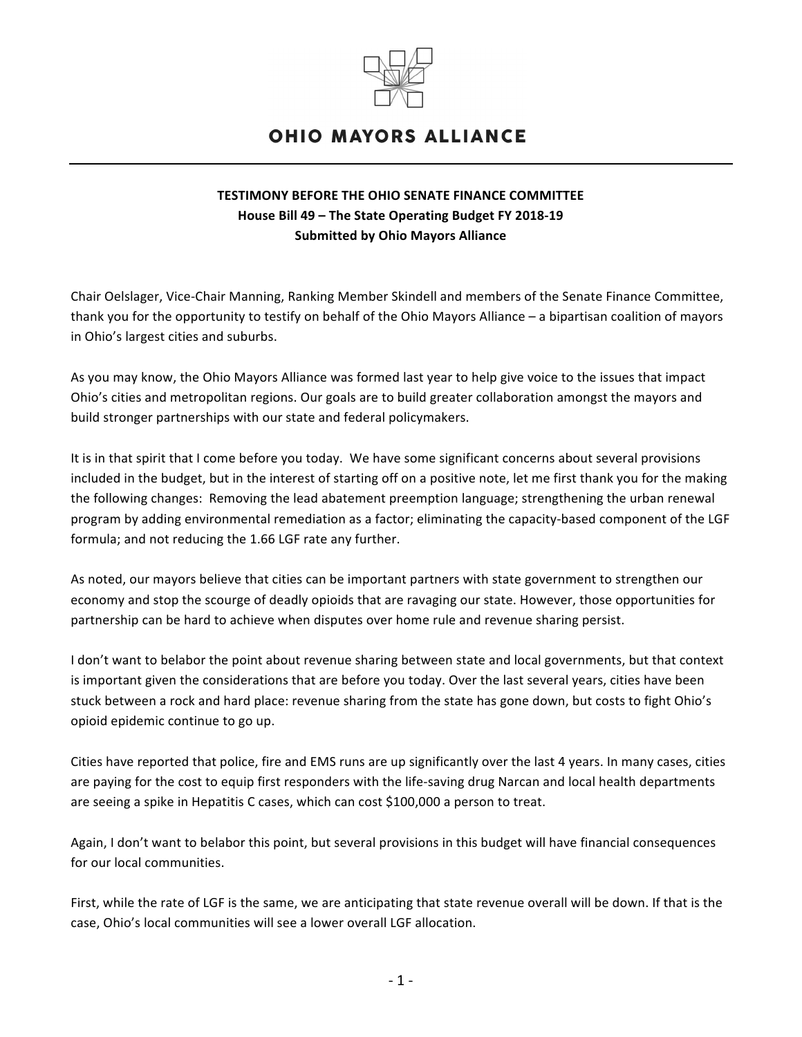# OHIO MAYORS ALLIANCE

**TESTIMONY BEFORE THE OHIO SENATE FINANCE COMMITTEE**
**House Bill 49 – The State Operating Budget FY 2018-19**
**Submitted by Ohio Mayors Alliance**

Chair Oelslager, Vice-Chair Manning, Ranking Member Skindell and members of the Senate Finance Committee, thank you for the opportunity to testify on behalf of the Ohio Mayors Alliance – a bipartisan coalition of mayors in Ohio's largest cities and suburbs.

As you may know, the Ohio Mayors Alliance was formed last year to help give voice to the issues that impact Ohio's cities and metropolitan regions. Our goals are to build greater collaboration amongst the mayors and build stronger partnerships with our state and federal policymakers.

It is in that spirit that I come before you today. We have some significant concerns about several provisions included in the budget, but in the interest of starting off on a positive note, let me first thank you for the making the following changes: Removing the lead abatement preemption language; strengthening the urban renewal program by adding environmental remediation as a factor; eliminating the capacity-based component of the LGF formula; and not reducing the 1.66 LGF rate any further.

As noted, our mayors believe that cities can be important partners with state government to strengthen our economy and stop the scourge of deadly opioids that are ravaging our state. However, those opportunities for partnership can be hard to achieve when disputes over home rule and revenue sharing persist.

I don't want to belabor the point about revenue sharing between state and local governments, but that context is important given the considerations that are before you today. Over the last several years, cities have been stuck between a rock and hard place: revenue sharing from the state has gone down, but costs to fight Ohio's opioid epidemic continue to go up.

Cities have reported that police, fire and EMS runs are up significantly over the last 4 years. In many cases, cities are paying for the cost to equip first responders with the life-saving drug Narcan and local health departments are seeing a spike in Hepatitis C cases, which can cost $100,000 a person to treat.

Again, I don't want to belabor this point, but several provisions in this budget will have financial consequences for our local communities.

First, while the rate of LGF is the same, we are anticipating that state revenue overall will be down. If that is the case, Ohio's local communities will see a lower overall LGF allocation.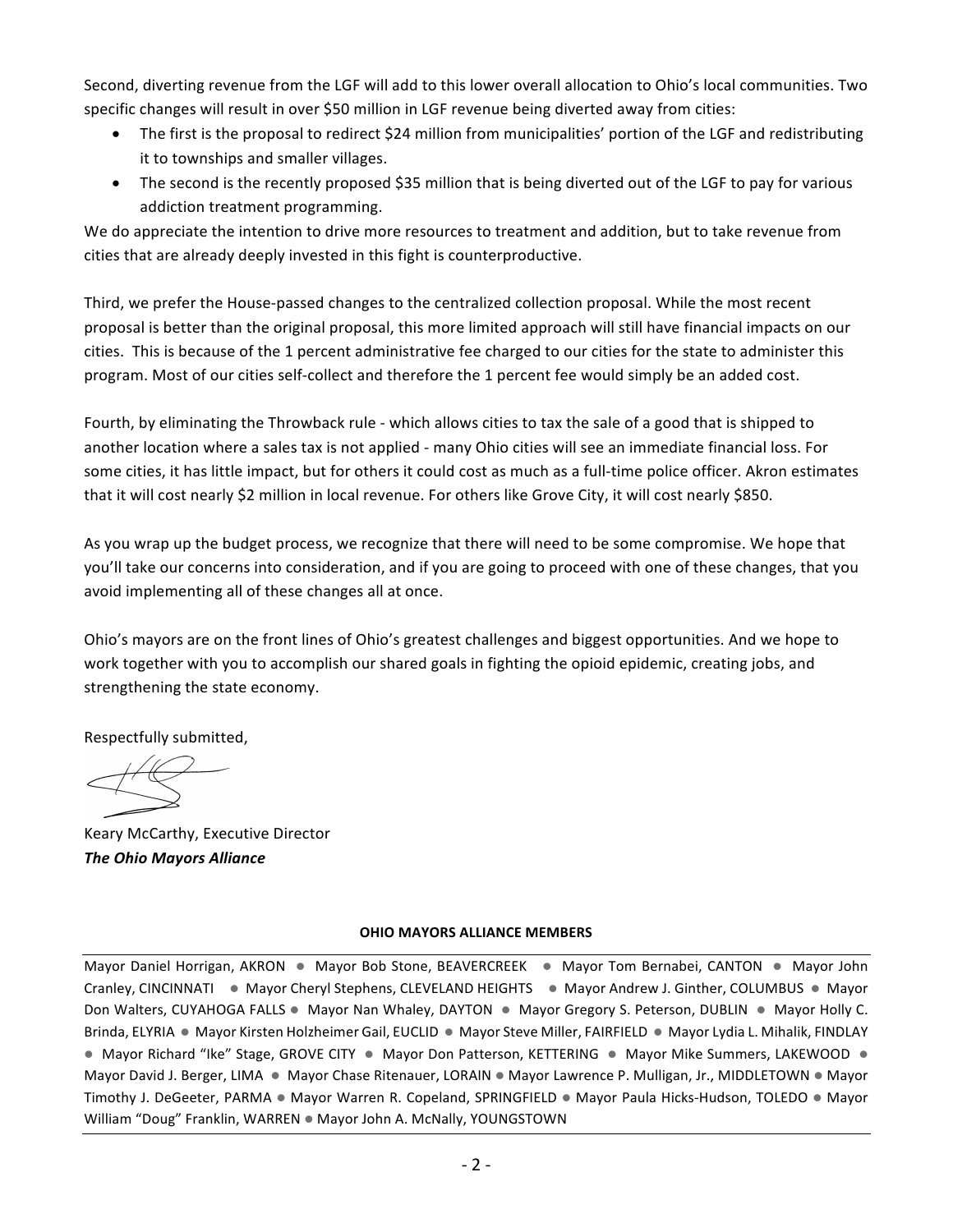Second, diverting revenue from the LGF will add to this lower overall allocation to Ohio's local communities. Two specific changes will result in over $50 million in LGF revenue being diverted away from cities:

- The first is the proposal to redirect $24 million from municipalities' portion of the LGF and redistributing it to townships and smaller villages.
- The second is the recently proposed $35 million that is being diverted out of the LGF to pay for various addiction treatment programming.

We do appreciate the intention to drive more resources to treatment and addition, but to take revenue from cities that are already deeply invested in this fight is counterproductive.

Third, we prefer the House-passed changes to the centralized collection proposal. While the most recent proposal is better than the original proposal, this more limited approach will still have financial impacts on our cities. This is because of the 1 percent administrative fee charged to our cities for the state to administer this program. Most of our cities self-collect and therefore the 1 percent fee would simply be an added cost.

Fourth, by eliminating the Throwback rule - which allows cities to tax the sale of a good that is shipped to another location where a sales tax is not applied - many Ohio cities will see an immediate financial loss. For some cities, it has little impact, but for others it could cost as much as a full-time police officer. Akron estimates that it will cost nearly $2 million in local revenue. For others like Grove City, it will cost nearly $850.

As you wrap up the budget process, we recognize that there will need to be some compromise. We hope that you'll take our concerns into consideration, and if you are going to proceed with one of these changes, that you avoid implementing all of these changes all at once.

Ohio's mayors are on the front lines of Ohio's greatest challenges and biggest opportunities. And we hope to work together with you to accomplish our shared goals in fighting the opioid epidemic, creating jobs, and strengthening the state economy.

Respectfully submitted,

Keary McCarthy, Executive Director
***The Ohio Mayors Alliance***

**OHIO MAYORS ALLIANCE MEMBERS**

Mayor Daniel Horrigan, AKRON ● Mayor Bob Stone, BEAVERCREEK ● Mayor Tom Bernabei, CANTON ● Mayor John Cranley, CINCINNATI ● Mayor Cheryl Stephens, CLEVELAND HEIGHTS ● Mayor Andrew J. Ginther, COLUMBUS ● Mayor Don Walters, CUYAHOGA FALLS ● Mayor Nan Whaley, DAYTON ● Mayor Gregory S. Peterson, DUBLIN ● Mayor Holly C. Brinda, ELYRIA ● Mayor Kirsten Holzheimer Gail, EUCLID ● Mayor Steve Miller, FAIRFIELD ● Mayor Lydia L. Mihalik, FINDLAY ● Mayor Richard "Ike" Stage, GROVE CITY ● Mayor Don Patterson, KETTERING ● Mayor Mike Summers, LAKEWOOD ● Mayor David J. Berger, LIMA ● Mayor Chase Ritenauer, LORAIN ● Mayor Lawrence P. Mulligan, Jr., MIDDLETOWN ● Mayor Timothy J. DeGeeter, PARMA ● Mayor Warren R. Copeland, SPRINGFIELD ● Mayor Paula Hicks-Hudson, TOLEDO ● Mayor William "Doug" Franklin, WARREN ● Mayor John A. McNally, YOUNGSTOWN